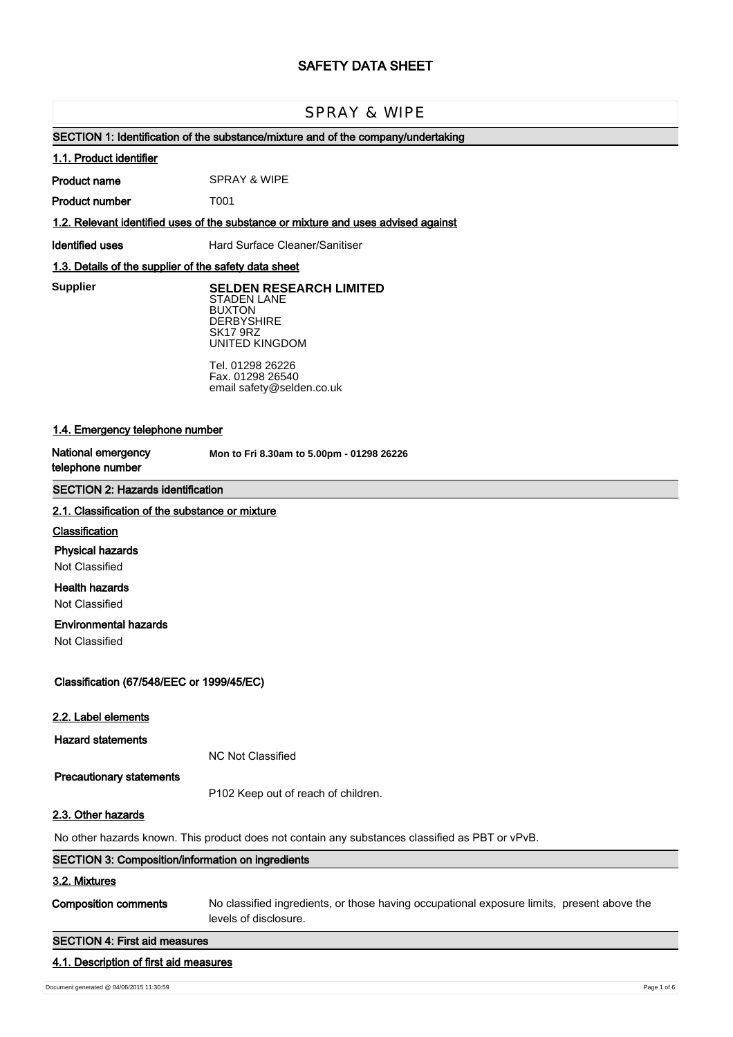# SAFETY DATA SHEET

## SPRAY & WIPE

### SECTION 1: Identification of the substance/mixture and of the company/undertaking

#### 1.1. Product identifier

**Product name** SPRAY & WIPE

**Product number** T001

#### 1.2. Relevant identified uses of the substance or mixture and uses advised against

**Identified uses** Hard Surface Cleaner/Sanitiser

#### 1.3. Details of the supplier of the safety data sheet

**Supplier**

**SELDEN RESEARCH LIMITED**
STADEN LANE
BUXTON
DERBYSHIRE
SK17 9RZ
UNITED KINGDOM

Tel. 01298 26226
Fax. 01298 26540
email safety@selden.co.uk

#### 1.4. Emergency telephone number

**National emergency telephone number** **Mon to Fri 8.30am to 5.00pm - 01298 26226**

### SECTION 2: Hazards identification

#### 2.1. Classification of the substance or mixture

**Classification**

**Physical hazards**
Not Classified

**Health hazards**
Not Classified

**Environmental hazards**
Not Classified

**Classification (67/548/EEC or 1999/45/EC)**

#### 2.2. Label elements

**Hazard statements**

NC Not Classified

**Precautionary statements**

P102 Keep out of reach of children.

#### 2.3. Other hazards

No other hazards known. This product does not contain any substances classified as PBT or vPvB.

### SECTION 3: Composition/information on ingredients

#### 3.2. Mixtures

**Composition comments** No classified ingredients, or those having occupational exposure limits, present above the levels of disclosure.

### SECTION 4: First aid measures

#### 4.1. Description of first aid measures

Document generated @ 04/06/2015 11:30:59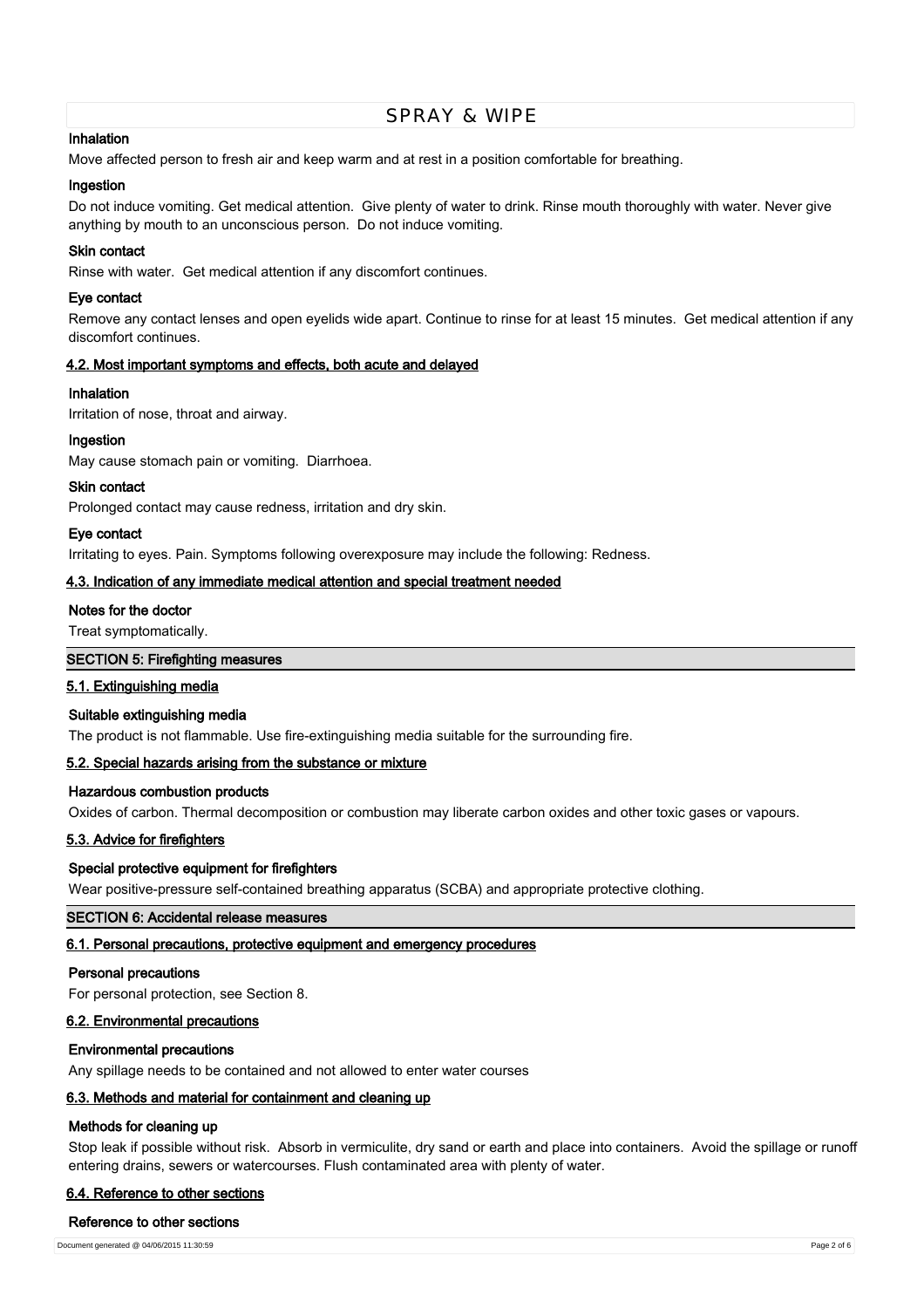#### Inhalation

Move affected person to fresh air and keep warm and at rest in a position comfortable for breathing.

#### Ingestion

Do not induce vomiting. Get medical attention. Give plenty of water to drink. Rinse mouth thoroughly with water. Never give anything by mouth to an unconscious person. Do not induce vomiting.

#### Skin contact

Rinse with water. Get medical attention if any discomfort continues.

#### Eye contact

Remove any contact lenses and open eyelids wide apart. Continue to rinse for at least 15 minutes. Get medical attention if any discomfort continues.

### 4.2. Most important symptoms and effects, both acute and delayed

#### Inhalation

Irritation of nose, throat and airway.

#### Ingestion

May cause stomach pain or vomiting. Diarrhoea.

#### Skin contact

Prolonged contact may cause redness, irritation and dry skin.

#### Eye contact

Irritating to eyes. Pain. Symptoms following overexposure may include the following: Redness.

### 4.3. Indication of any immediate medical attention and special treatment needed

#### Notes for the doctor

Treat symptomatically.

## SECTION 5: Firefighting measures

### 5.1. Extinguishing media

#### Suitable extinguishing media

The product is not flammable. Use fire-extinguishing media suitable for the surrounding fire.

### 5.2. Special hazards arising from the substance or mixture

#### Hazardous combustion products

Oxides of carbon. Thermal decomposition or combustion may liberate carbon oxides and other toxic gases or vapours.

### 5.3. Advice for firefighters

#### Special protective equipment for firefighters

Wear positive-pressure self-contained breathing apparatus (SCBA) and appropriate protective clothing.

## SECTION 6: Accidental release measures

### 6.1. Personal precautions, protective equipment and emergency procedures

#### Personal precautions

For personal protection, see Section 8.

### 6.2. Environmental precautions

#### Environmental precautions

Any spillage needs to be contained and not allowed to enter water courses

### 6.3. Methods and material for containment and cleaning up

#### Methods for cleaning up

Stop leak if possible without risk. Absorb in vermiculite, dry sand or earth and place into containers. Avoid the spillage or runoff entering drains, sewers or watercourses. Flush contaminated area with plenty of water.

### 6.4. Reference to other sections

#### Reference to other sections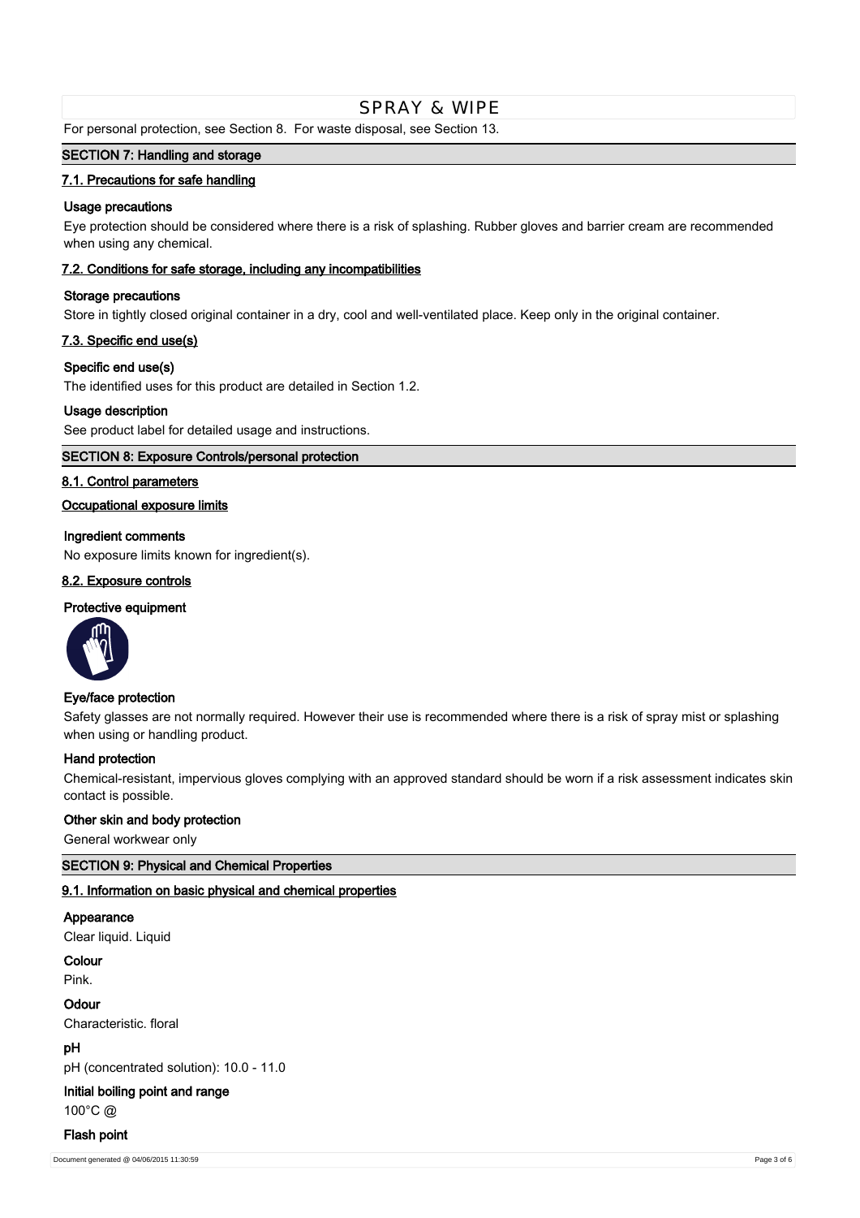For personal protection, see Section 8. For waste disposal, see Section 13.

## SECTION 7: Handling and storage

### 7.1. Precautions for safe handling

**Usage precautions**

Eye protection should be considered where there is a risk of splashing. Rubber gloves and barrier cream are recommended when using any chemical.

### 7.2. Conditions for safe storage, including any incompatibilities

**Storage precautions**

Store in tightly closed original container in a dry, cool and well-ventilated place. Keep only in the original container.

### 7.3. Specific end use(s)

**Specific end use(s)**

The identified uses for this product are detailed in Section 1.2.

**Usage description**

See product label for detailed usage and instructions.

## SECTION 8: Exposure Controls/personal protection

### 8.1. Control parameters

**Occupational exposure limits**

**Ingredient comments**

No exposure limits known for ingredient(s).

### 8.2. Exposure controls

**Protective equipment**

**Eye/face protection**

Safety glasses are not normally required. However their use is recommended where there is a risk of spray mist or splashing when using or handling product.

**Hand protection**

Chemical-resistant, impervious gloves complying with an approved standard should be worn if a risk assessment indicates skin contact is possible.

**Other skin and body protection**

General workwear only

## SECTION 9: Physical and Chemical Properties

### 9.1. Information on basic physical and chemical properties

**Appearance**

Clear liquid. Liquid

**Colour**

Pink.

**Odour**

Characteristic. floral

**pH**

pH (concentrated solution): 10.0 - 11.0

**Initial boiling point and range**

100°C @

**Flash point**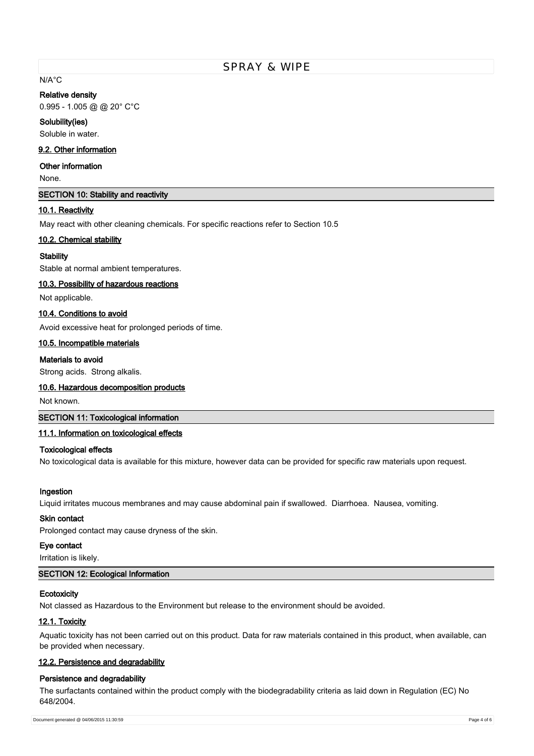N/A°C

**Relative density**

0.995 - 1.005 @ @ 20° C°C

**Solubility(ies)**

Soluble in water.

### 9.2. Other information

**Other information**

None.

## SECTION 10: Stability and reactivity

### 10.1. Reactivity

May react with other cleaning chemicals. For specific reactions refer to Section 10.5

### 10.2. Chemical stability

**Stability**

Stable at normal ambient temperatures.

### 10.3. Possibility of hazardous reactions

Not applicable.

### 10.4. Conditions to avoid

Avoid excessive heat for prolonged periods of time.

### 10.5. Incompatible materials

**Materials to avoid**

Strong acids. Strong alkalis.

### 10.6. Hazardous decomposition products

Not known.

## SECTION 11: Toxicological information

### 11.1. Information on toxicological effects

**Toxicological effects**

No toxicological data is available for this mixture, however data can be provided for specific raw materials upon request.

**Ingestion**

Liquid irritates mucous membranes and may cause abdominal pain if swallowed. Diarrhoea. Nausea, vomiting.

**Skin contact**

Prolonged contact may cause dryness of the skin.

**Eye contact**

Irritation is likely.

## SECTION 12: Ecological Information

**Ecotoxicity**

Not classed as Hazardous to the Environment but release to the environment should be avoided.

### 12.1. Toxicity

Aquatic toxicity has not been carried out on this product. Data for raw materials contained in this product, when available, can be provided when necessary.

### 12.2. Persistence and degradability

**Persistence and degradability**

The surfactants contained within the product comply with the biodegradability criteria as laid down in Regulation (EC) No 648/2004.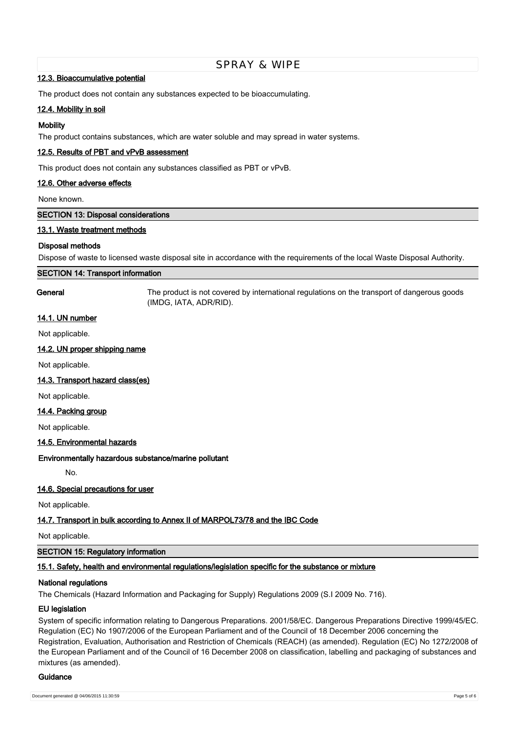#### 12.3. Bioaccumulative potential

The product does not contain any substances expected to be bioaccumulating.

#### 12.4. Mobility in soil

**Mobility**

The product contains substances, which are water soluble and may spread in water systems.

#### 12.5. Results of PBT and vPvB assessment

This product does not contain any substances classified as PBT or vPvB.

#### 12.6. Other adverse effects

None known.

## SECTION 13: Disposal considerations

#### 13.1. Waste treatment methods

**Disposal methods**

Dispose of waste to licensed waste disposal site in accordance with the requirements of the local Waste Disposal Authority.

## SECTION 14: Transport information

**General** The product is not covered by international regulations on the transport of dangerous goods (IMDG, IATA, ADR/RID).

#### 14.1. UN number

Not applicable.

#### 14.2. UN proper shipping name

Not applicable.

#### 14.3. Transport hazard class(es)

Not applicable.

#### 14.4. Packing group

Not applicable.

#### 14.5. Environmental hazards

**Environmentally hazardous substance/marine pollutant**

No.

#### 14.6. Special precautions for user

Not applicable.

#### 14.7. Transport in bulk according to Annex II of MARPOL73/78 and the IBC Code

Not applicable.

## SECTION 15: Regulatory information

#### 15.1. Safety, health and environmental regulations/legislation specific for the substance or mixture

**National regulations**

The Chemicals (Hazard Information and Packaging for Supply) Regulations 2009 (S.I 2009 No. 716).

**EU legislation**

System of specific information relating to Dangerous Preparations. 2001/58/EC. Dangerous Preparations Directive 1999/45/EC. Regulation (EC) No 1907/2006 of the European Parliament and of the Council of 18 December 2006 concerning the Registration, Evaluation, Authorisation and Restriction of Chemicals (REACH) (as amended). Regulation (EC) No 1272/2008 of the European Parliament and of the Council of 16 December 2008 on classification, labelling and packaging of substances and mixtures (as amended).

**Guidance**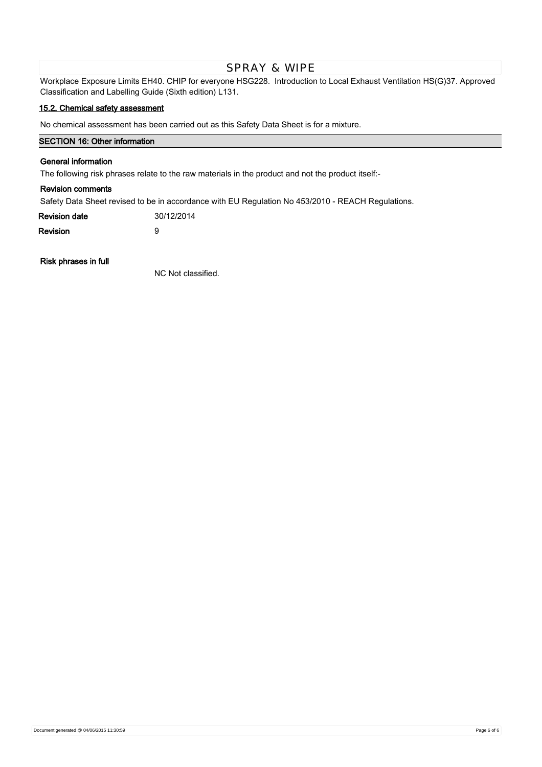Workplace Exposure Limits EH40. CHIP for everyone HSG228. Introduction to Local Exhaust Ventilation HS(G)37. Approved Classification and Labelling Guide (Sixth edition) L131.

### 15.2. Chemical safety assessment

No chemical assessment has been carried out as this Safety Data Sheet is for a mixture.

## SECTION 16: Other information

### General information

The following risk phrases relate to the raw materials in the product and not the product itself:-

### Revision comments

Safety Data Sheet revised to be in accordance with EU Regulation No 453/2010 - REACH Regulations.

**Revision date** 30/12/2014

**Revision** 9

### Risk phrases in full

NC Not classified.